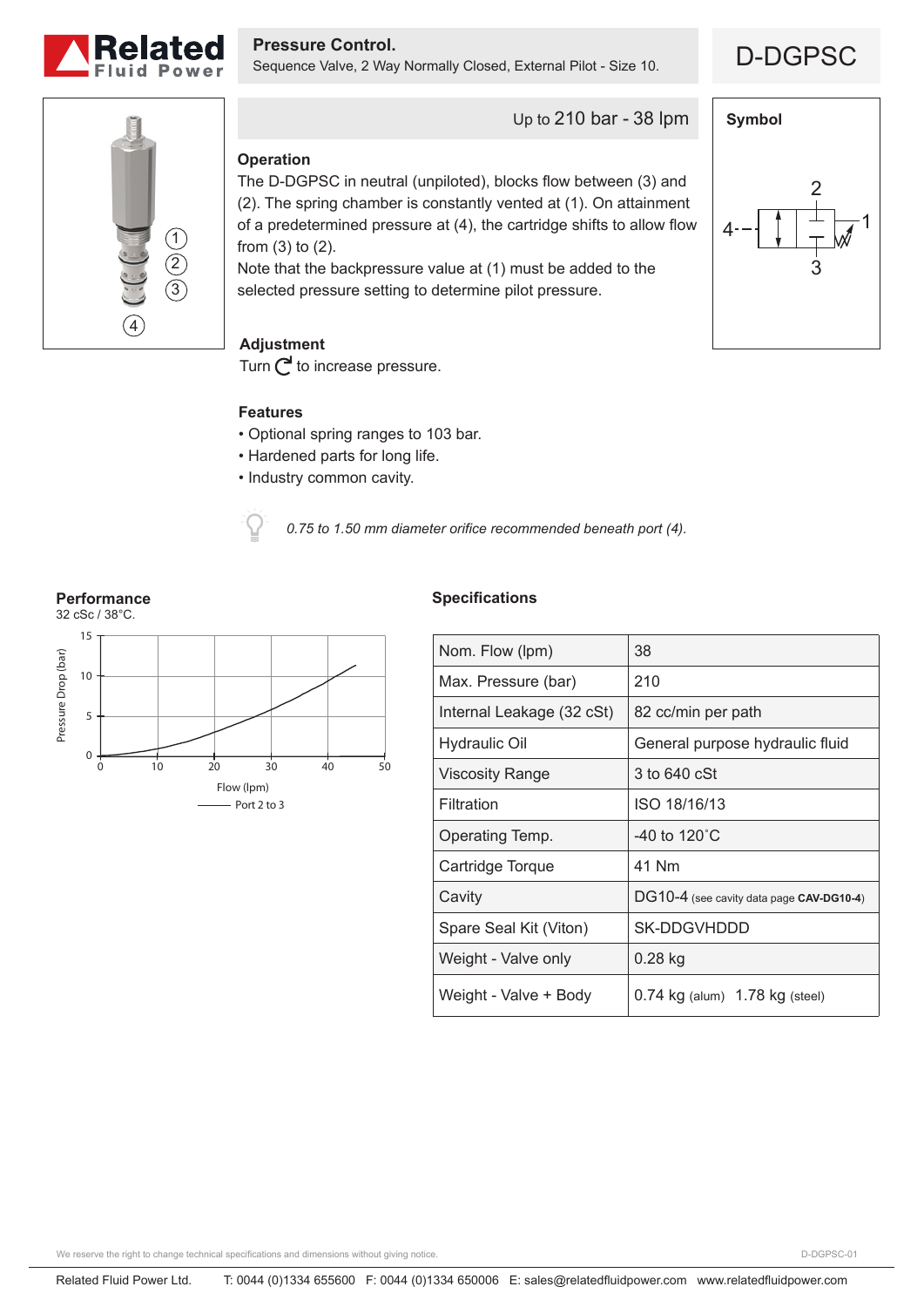# Pressure Control.

Sequence Valve, 2 Way Normally Closed, External Pilot - Size 10.

## D-DGPSC

Up to 210 bar - 38 lpm

### Operation

The D-DGPSC in neutral (unpiloted), blocks flow between (3) and (2). The spring chamber is constantly vented at (1). On attainment of a predetermined pressure at (4), the cartridge shifts to allow flow from (3) to (2).
Note that the backpressure value at (1) must be added to the selected pressure setting to determine pilot pressure.

### Symbol

### Adjustment

Turn ↻ to increase pressure.

### Features

- Optional spring ranges to 103 bar.
- Hardened parts for long life.
- Industry common cavity.

*0.75 to 1.50 mm diameter orifice recommended beneath port (4).*

### Performance

32 cSc / 38°C.

Pressure Drop (bar) vs Flow (lpm) — Port 2 to 3

### Specifications

| | |
|---|---|
| Nom. Flow (lpm) | 38 |
| Max. Pressure (bar) | 210 |
| Internal Leakage (32 cSt) | 82 cc/min per path |
| Hydraulic Oil | General purpose hydraulic fluid |
| Viscosity Range | 3 to 640 cSt |
| Filtration | ISO 18/16/13 |
| Operating Temp. | -40 to 120˚C |
| Cartridge Torque | 41 Nm |
| Cavity | DG10-4 (see cavity data page **CAV-DG10-4**) |
| Spare Seal Kit (Viton) | SK-DDGVHDDD |
| Weight - Valve only | 0.28 kg |
| Weight - Valve + Body | 0.74 kg (alum) 1.78 kg (steel) |

We reserve the right to change technical specifications and dimensions without giving notice.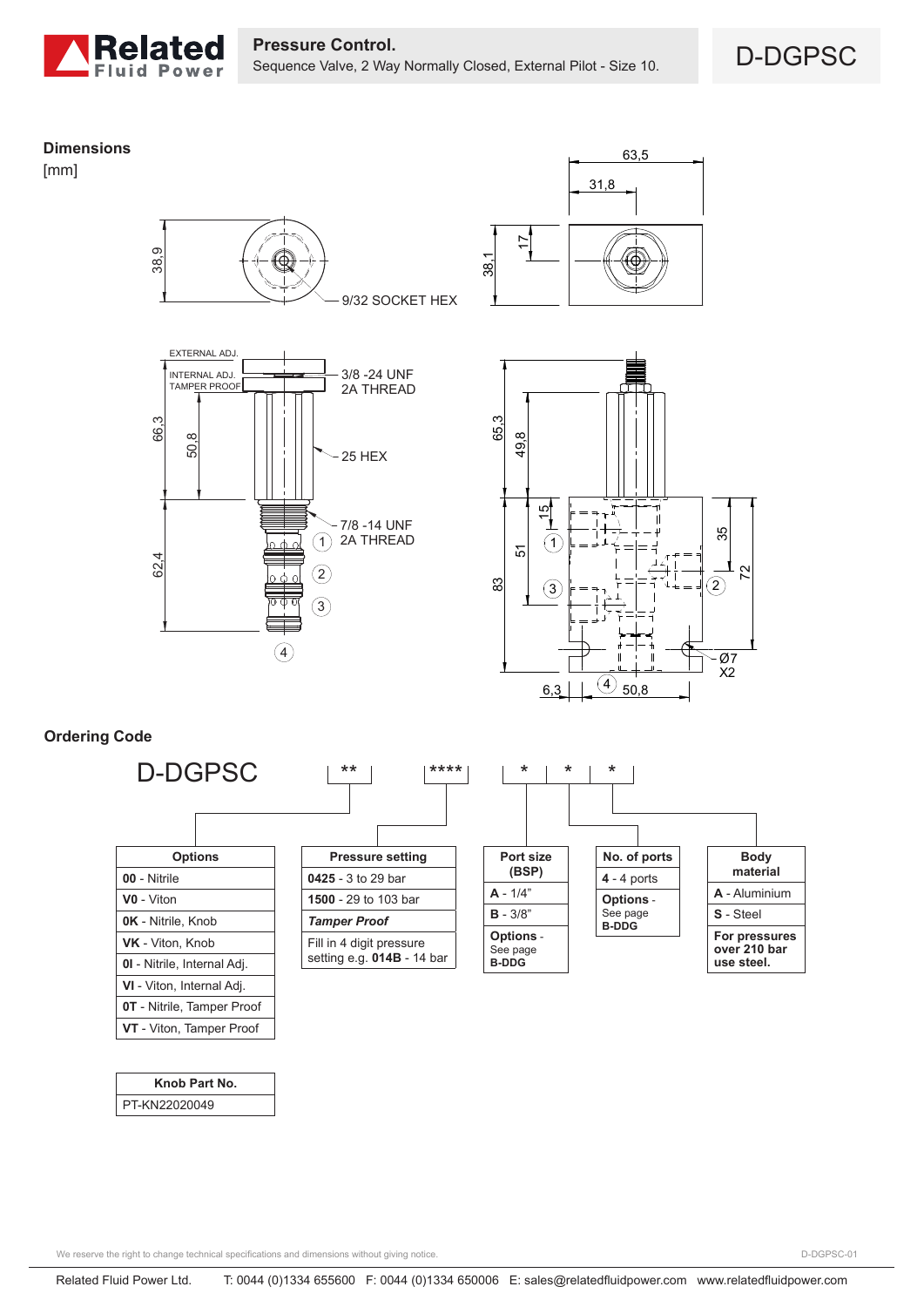**Pressure Control.**
Sequence Valve, 2 Way Normally Closed, External Pilot - Size 10.

# D-DGPSC

## Dimensions

[mm]

63,5
31,8
38,9
9/32 SOCKET HEX
38,1
17
EXTERNAL ADJ.
INTERNAL ADJ.
TAMPER PROOF
3/8 -24 UNF
2A THREAD
66,3
50,8
25 HEX
7/8 -14 UNF
2A THREAD
62,4
65,3
49,8
15
51
83
35
72
Ø7
X2
6,3
50,8
1
2
3
4

## Ordering Code

D-DGPSC ** **** * * *

| Options |
|---|
| **00** - Nitrile |
| **V0** - Viton |
| **0K** - Nitrile, Knob |
| **VK** - Viton, Knob |
| **0I** - Nitrile, Internal Adj. |
| **VI** - Viton, Internal Adj. |
| **0T** - Nitrile, Tamper Proof |
| **VT** - Viton, Tamper Proof |

| Pressure setting |
|---|
| **0425** - 3 to 29 bar |
| **1500** - 29 to 103 bar |
| ***Tamper Proof*** |
| Fill in 4 digit pressure setting e.g. **014B** - 14 bar |

| Port size (BSP) |
|---|
| **A** - 1/4" |
| **B** - 3/8" |
| **Options** - See page **B-DDG** |

| No. of ports |
|---|
| **4** - 4 ports |
| **Options** - See page **B-DDG** |

| Body material |
|---|
| **A** - Aluminium |
| **S** - Steel |
| **For pressures over 210 bar use steel.** |

| Knob Part No. |
|---|
| PT-KN22020049 |

We reserve the right to change technical specifications and dimensions without giving notice.

Related Fluid Power Ltd. T: 0044 (0)1334 655600 F: 0044 (0)1334 650006 E: sales@relatedfluidpower.com www.relatedfluidpower.com